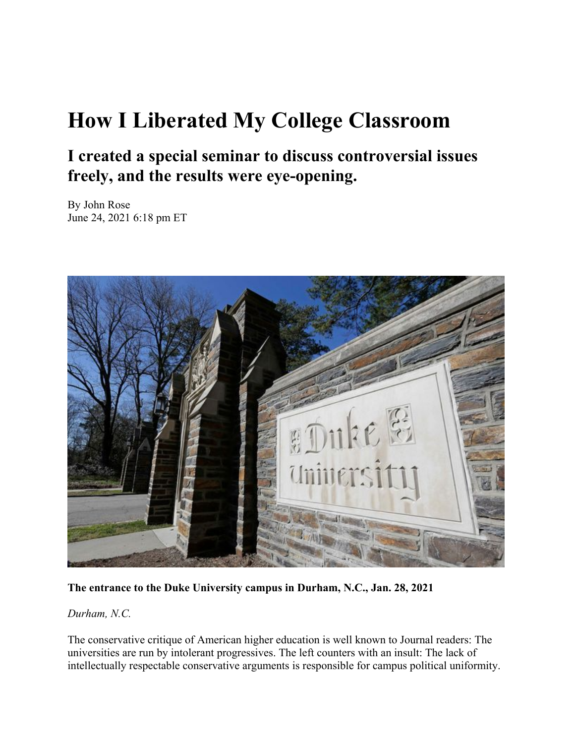# How I Liberated My College Classroom

## I created a special seminar to discuss controversial issues freely, and the results were eye-opening.

By John Rose
June 24, 2021 6:18 pm ET

**The entrance to the Duke University campus in Durham, N.C., Jan. 28, 2021**

*Durham, N.C.*

The conservative critique of American higher education is well known to Journal readers: The universities are run by intolerant progressives. The left counters with an insult: The lack of intellectually respectable conservative arguments is responsible for campus political uniformity.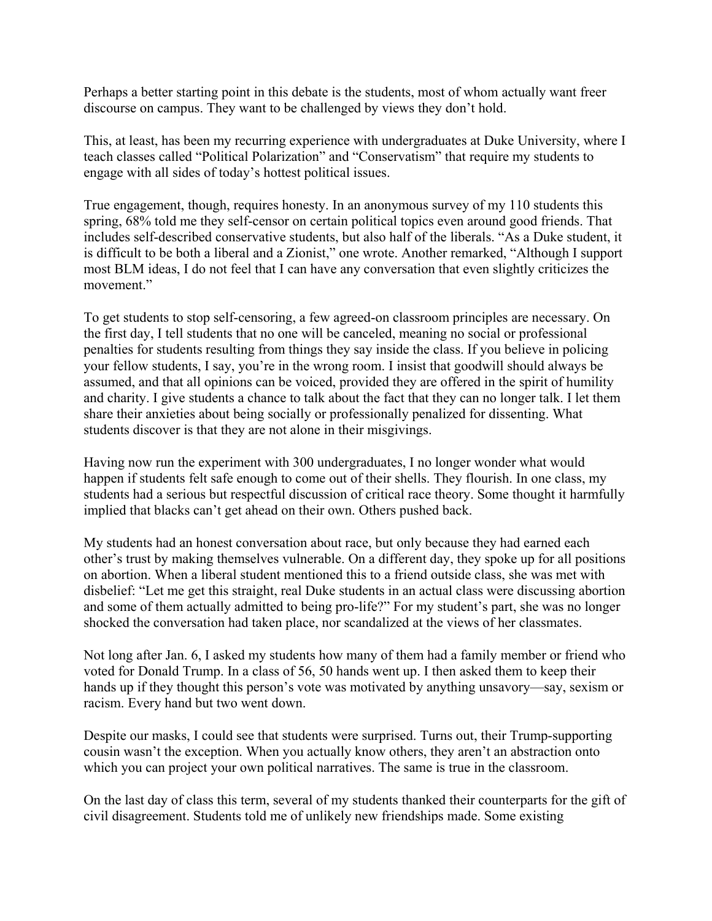Perhaps a better starting point in this debate is the students, most of whom actually want freer discourse on campus. They want to be challenged by views they don't hold.

This, at least, has been my recurring experience with undergraduates at Duke University, where I teach classes called "Political Polarization" and "Conservatism" that require my students to engage with all sides of today's hottest political issues.

True engagement, though, requires honesty. In an anonymous survey of my 110 students this spring, 68% told me they self-censor on certain political topics even around good friends. That includes self-described conservative students, but also half of the liberals. "As a Duke student, it is difficult to be both a liberal and a Zionist," one wrote. Another remarked, "Although I support most BLM ideas, I do not feel that I can have any conversation that even slightly criticizes the movement."

To get students to stop self-censoring, a few agreed-on classroom principles are necessary. On the first day, I tell students that no one will be canceled, meaning no social or professional penalties for students resulting from things they say inside the class. If you believe in policing your fellow students, I say, you're in the wrong room. I insist that goodwill should always be assumed, and that all opinions can be voiced, provided they are offered in the spirit of humility and charity. I give students a chance to talk about the fact that they can no longer talk. I let them share their anxieties about being socially or professionally penalized for dissenting. What students discover is that they are not alone in their misgivings.

Having now run the experiment with 300 undergraduates, I no longer wonder what would happen if students felt safe enough to come out of their shells. They flourish. In one class, my students had a serious but respectful discussion of critical race theory. Some thought it harmfully implied that blacks can't get ahead on their own. Others pushed back.

My students had an honest conversation about race, but only because they had earned each other's trust by making themselves vulnerable. On a different day, they spoke up for all positions on abortion. When a liberal student mentioned this to a friend outside class, she was met with disbelief: "Let me get this straight, real Duke students in an actual class were discussing abortion and some of them actually admitted to being pro-life?" For my student's part, she was no longer shocked the conversation had taken place, nor scandalized at the views of her classmates.

Not long after Jan. 6, I asked my students how many of them had a family member or friend who voted for Donald Trump. In a class of 56, 50 hands went up. I then asked them to keep their hands up if they thought this person's vote was motivated by anything unsavory—say, sexism or racism. Every hand but two went down.

Despite our masks, I could see that students were surprised. Turns out, their Trump-supporting cousin wasn't the exception. When you actually know others, they aren't an abstraction onto which you can project your own political narratives. The same is true in the classroom.

On the last day of class this term, several of my students thanked their counterparts for the gift of civil disagreement. Students told me of unlikely new friendships made. Some existing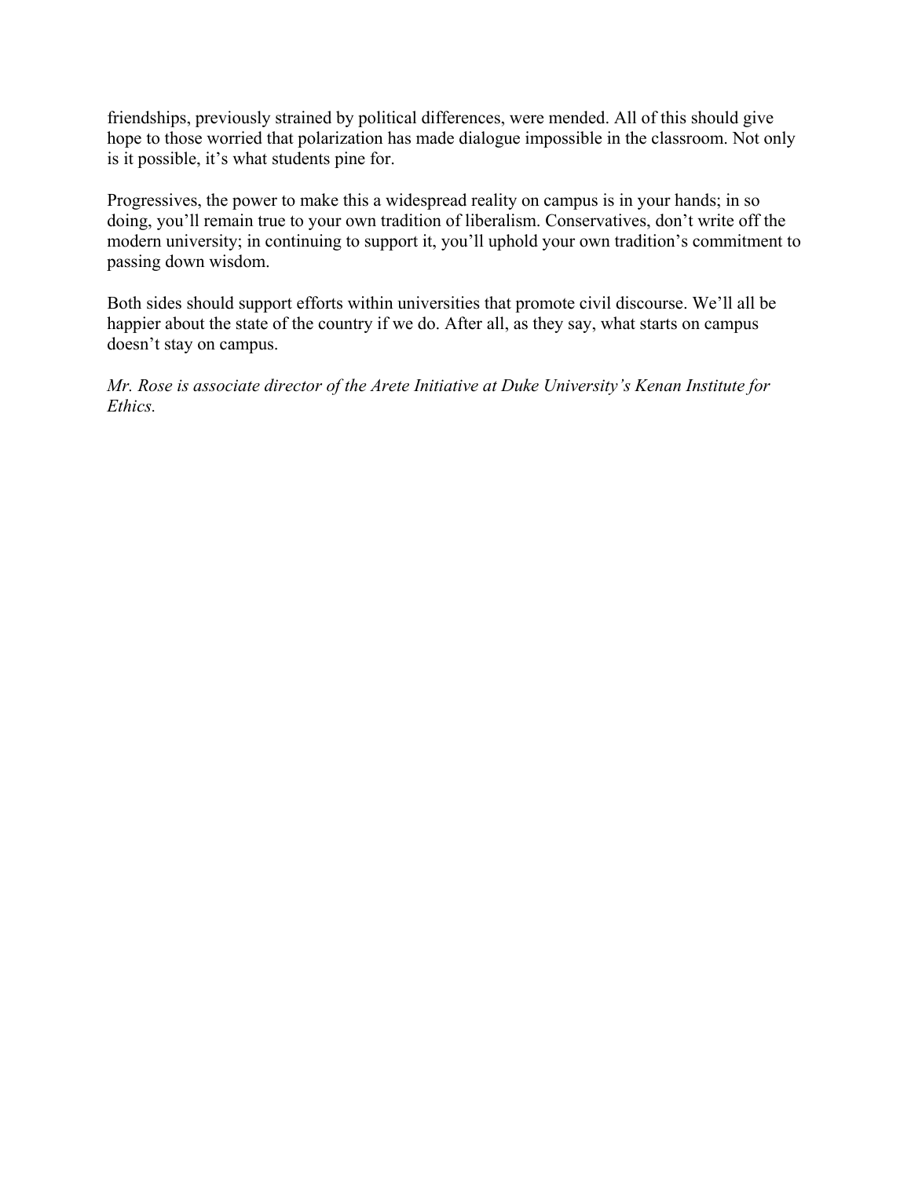friendships, previously strained by political differences, were mended. All of this should give hope to those worried that polarization has made dialogue impossible in the classroom. Not only is it possible, it's what students pine for.

Progressives, the power to make this a widespread reality on campus is in your hands; in so doing, you'll remain true to your own tradition of liberalism. Conservatives, don't write off the modern university; in continuing to support it, you'll uphold your own tradition's commitment to passing down wisdom.

Both sides should support efforts within universities that promote civil discourse. We'll all be happier about the state of the country if we do. After all, as they say, what starts on campus doesn't stay on campus.

*Mr. Rose is associate director of the Arete Initiative at Duke University's Kenan Institute for Ethics.*